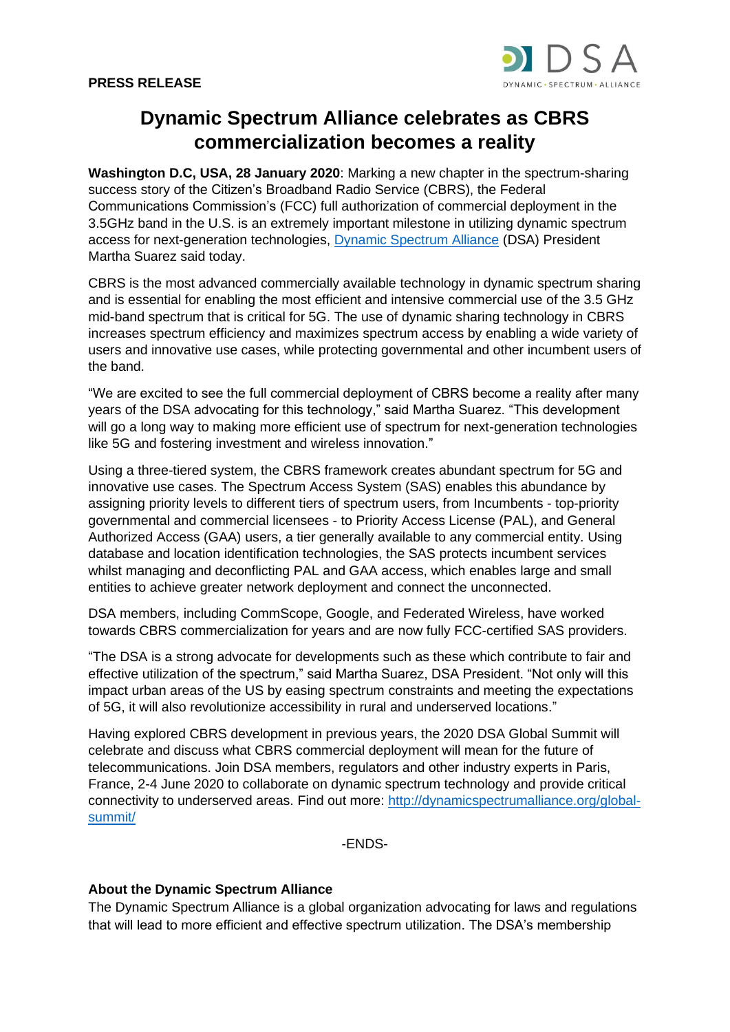**PRESS RELEASE**

DSA
DYNAMIC · SPECTRUM · ALLIANCE

# Dynamic Spectrum Alliance celebrates as CBRS commercialization becomes a reality

**Washington D.C, USA, 28 January 2020**: Marking a new chapter in the spectrum-sharing success story of the Citizen's Broadband Radio Service (CBRS), the Federal Communications Commission's (FCC) full authorization of commercial deployment in the 3.5GHz band in the U.S. is an extremely important milestone in utilizing dynamic spectrum access for next-generation technologies, [Dynamic Spectrum Alliance](http://dynamicspectrumalliance.org) (DSA) President Martha Suarez said today.

CBRS is the most advanced commercially available technology in dynamic spectrum sharing and is essential for enabling the most efficient and intensive commercial use of the 3.5 GHz mid-band spectrum that is critical for 5G. The use of dynamic sharing technology in CBRS increases spectrum efficiency and maximizes spectrum access by enabling a wide variety of users and innovative use cases, while protecting governmental and other incumbent users of the band.

"We are excited to see the full commercial deployment of CBRS become a reality after many years of the DSA advocating for this technology," said Martha Suarez. "This development will go a long way to making more efficient use of spectrum for next-generation technologies like 5G and fostering investment and wireless innovation."

Using a three-tiered system, the CBRS framework creates abundant spectrum for 5G and innovative use cases. The Spectrum Access System (SAS) enables this abundance by assigning priority levels to different tiers of spectrum users, from Incumbents - top-priority governmental and commercial licensees - to Priority Access License (PAL), and General Authorized Access (GAA) users, a tier generally available to any commercial entity. Using database and location identification technologies, the SAS protects incumbent services whilst managing and deconflicting PAL and GAA access, which enables large and small entities to achieve greater network deployment and connect the unconnected.

DSA members, including CommScope, Google, and Federated Wireless, have worked towards CBRS commercialization for years and are now fully FCC-certified SAS providers.

"The DSA is a strong advocate for developments such as these which contribute to fair and effective utilization of the spectrum," said Martha Suarez, DSA President. "Not only will this impact urban areas of the US by easing spectrum constraints and meeting the expectations of 5G, it will also revolutionize accessibility in rural and underserved locations."

Having explored CBRS development in previous years, the 2020 DSA Global Summit will celebrate and discuss what CBRS commercial deployment will mean for the future of telecommunications. Join DSA members, regulators and other industry experts in Paris, France, 2-4 June 2020 to collaborate on dynamic spectrum technology and provide critical connectivity to underserved areas. Find out more: [http://dynamicspectrumalliance.org/global-summit/](http://dynamicspectrumalliance.org/global-summit/)

-ENDS-

**About the Dynamic Spectrum Alliance**

The Dynamic Spectrum Alliance is a global organization advocating for laws and regulations that will lead to more efficient and effective spectrum utilization. The DSA's membership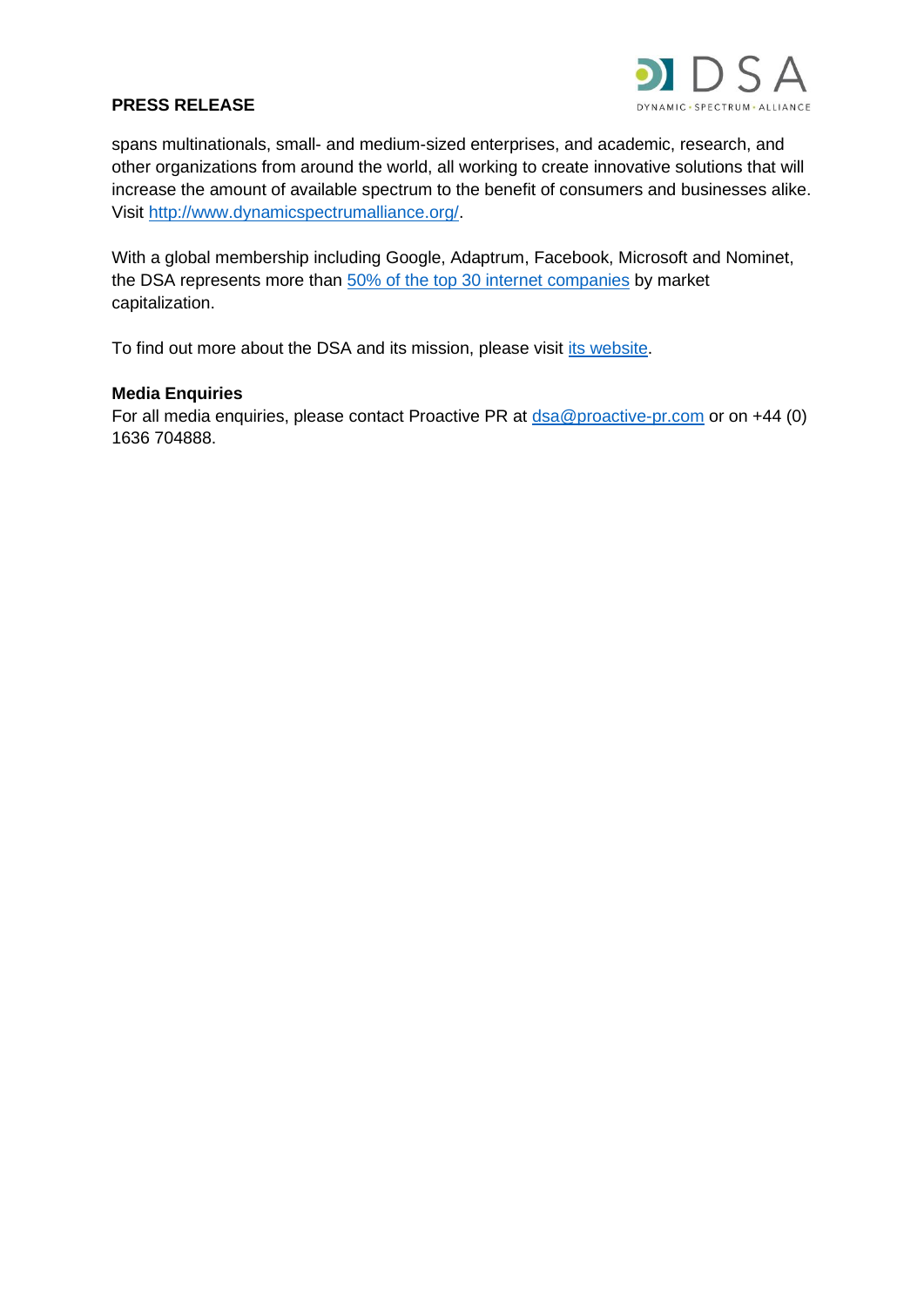spans multinationals, small- and medium-sized enterprises, and academic, research, and other organizations from around the world, all working to create innovative solutions that will increase the amount of available spectrum to the benefit of consumers and businesses alike. Visit http://www.dynamicspectrumalliance.org/.

With a global membership including Google, Adaptrum, Facebook, Microsoft and Nominet, the DSA represents more than 50% of the top 30 internet companies by market capitalization.

To find out more about the DSA and its mission, please visit its website.

**Media Enquiries**
For all media enquiries, please contact Proactive PR at dsa@proactive-pr.com or on +44 (0) 1636 704888.